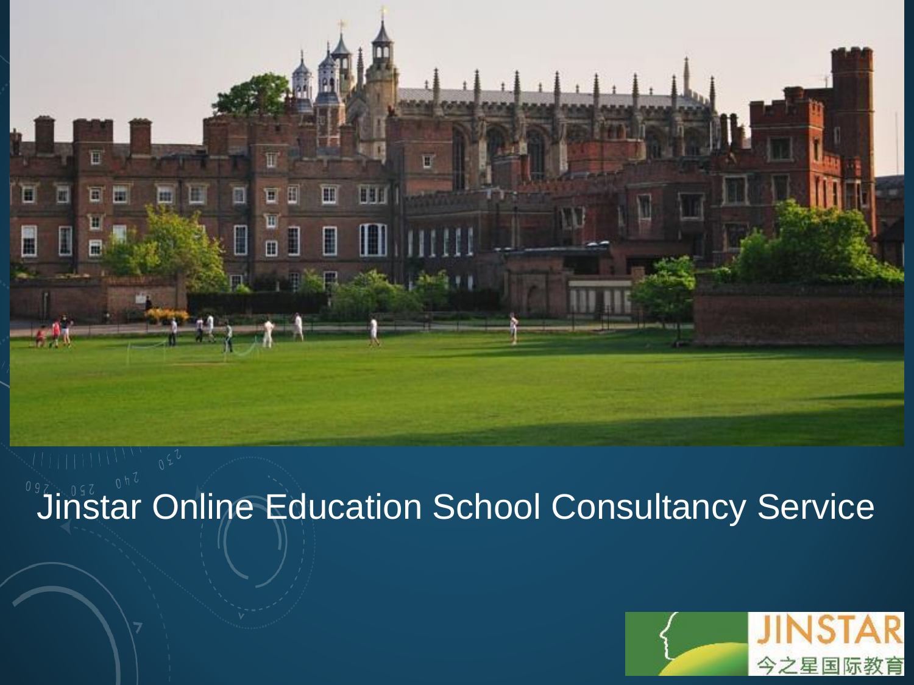# Jinstar Online Education School Consultancy Service

JINSTAR
今之星国际教育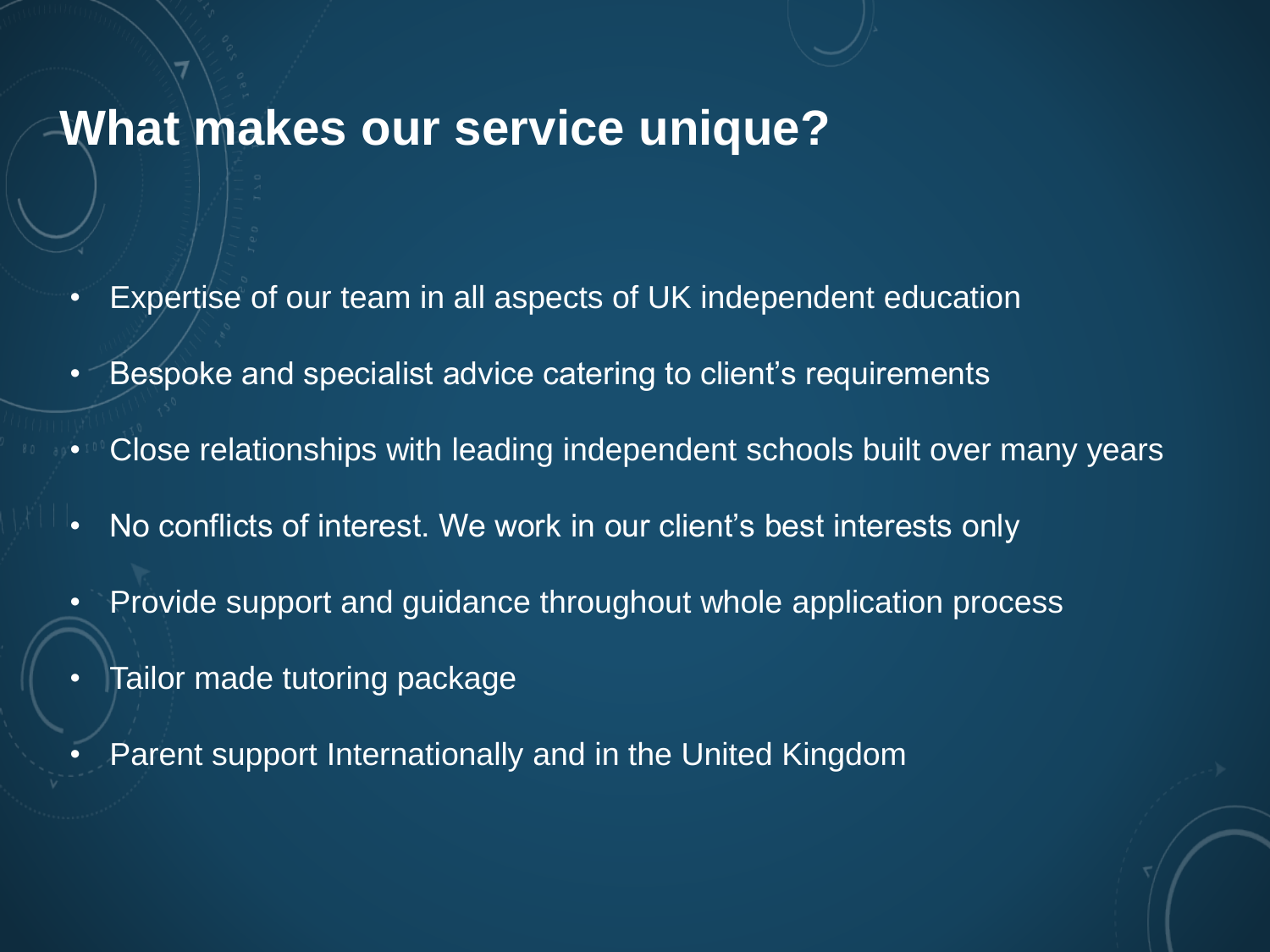# What makes our service unique?

- Expertise of our team in all aspects of UK independent education
- Bespoke and specialist advice catering to client's requirements
- Close relationships with leading independent schools built over many years
- No conflicts of interest. We work in our client's best interests only
- Provide support and guidance throughout whole application process
- Tailor made tutoring package
- Parent support Internationally and in the United Kingdom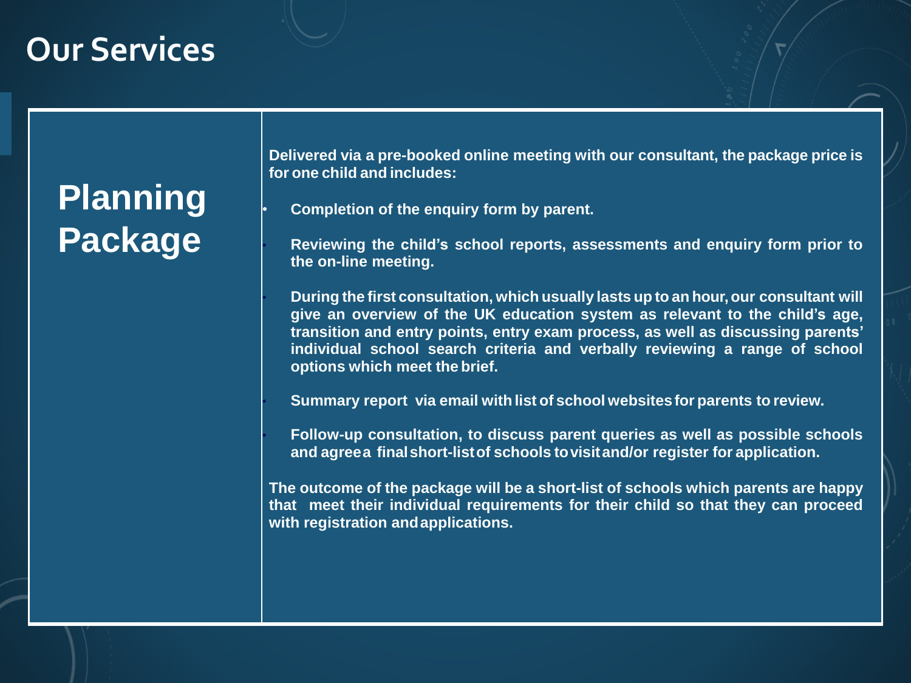# Our Services

## Planning Package

**Delivered via a pre-booked online meeting with our consultant, the package price is for one child and includes:**

- **Completion of the enquiry form by parent.**
- **Reviewing the child's school reports, assessments and enquiry form prior to the on-line meeting.**
- **During the first consultation, which usually lasts up to an hour, our consultant will give an overview of the UK education system as relevant to the child's age, transition and entry points, entry exam process, as well as discussing parents' individual school search criteria and verbally reviewing a range of school options which meet the brief.**
- **Summary report via email with list of school websites for parents to review.**
- **Follow-up consultation, to discuss parent queries as well as possible schools and agree a final short-list of schools to visit and/or register for application.**

**The outcome of the package will be a short-list of schools which parents are happy that meet their individual requirements for their child so that they can proceed with registration and applications.**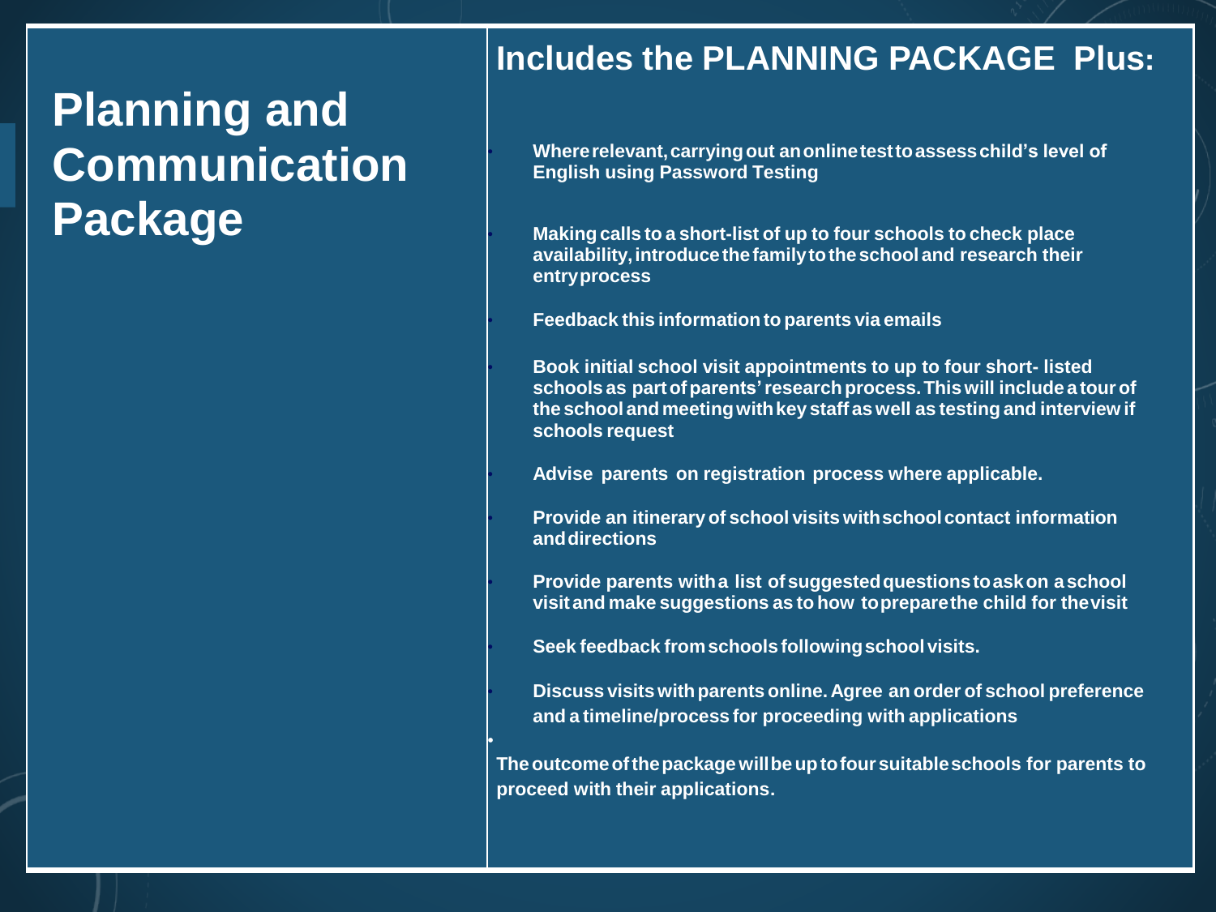# Planning and Communication Package

## Includes the PLANNING PACKAGE Plus:

- **Where relevant, carrying out an online test to assess child's level of English using Password Testing**
- **Making calls to a short-list of up to four schools to check place availability, introduce the family to the school and research their entry process**
- **Feedback this information to parents via emails**
- **Book initial school visit appointments to up to four short- listed schools as part of parents' research process. This will include a tour of the school and meeting with key staff as well as testing and interview if schools request**
- **Advise parents on registration process where applicable.**
- **Provide an itinerary of school visits with school contact information and directions**
- **Provide parents with a list of suggested questions to ask on a school visit and make suggestions as to how to prepare the child for the visit**
- **Seek feedback from schools following school visits.**
- **Discuss visits with parents online. Agree an order of school preference and a timeline/process for proceeding with applications**

**The outcome of the package will be up to four suitable schools for parents to proceed with their applications.**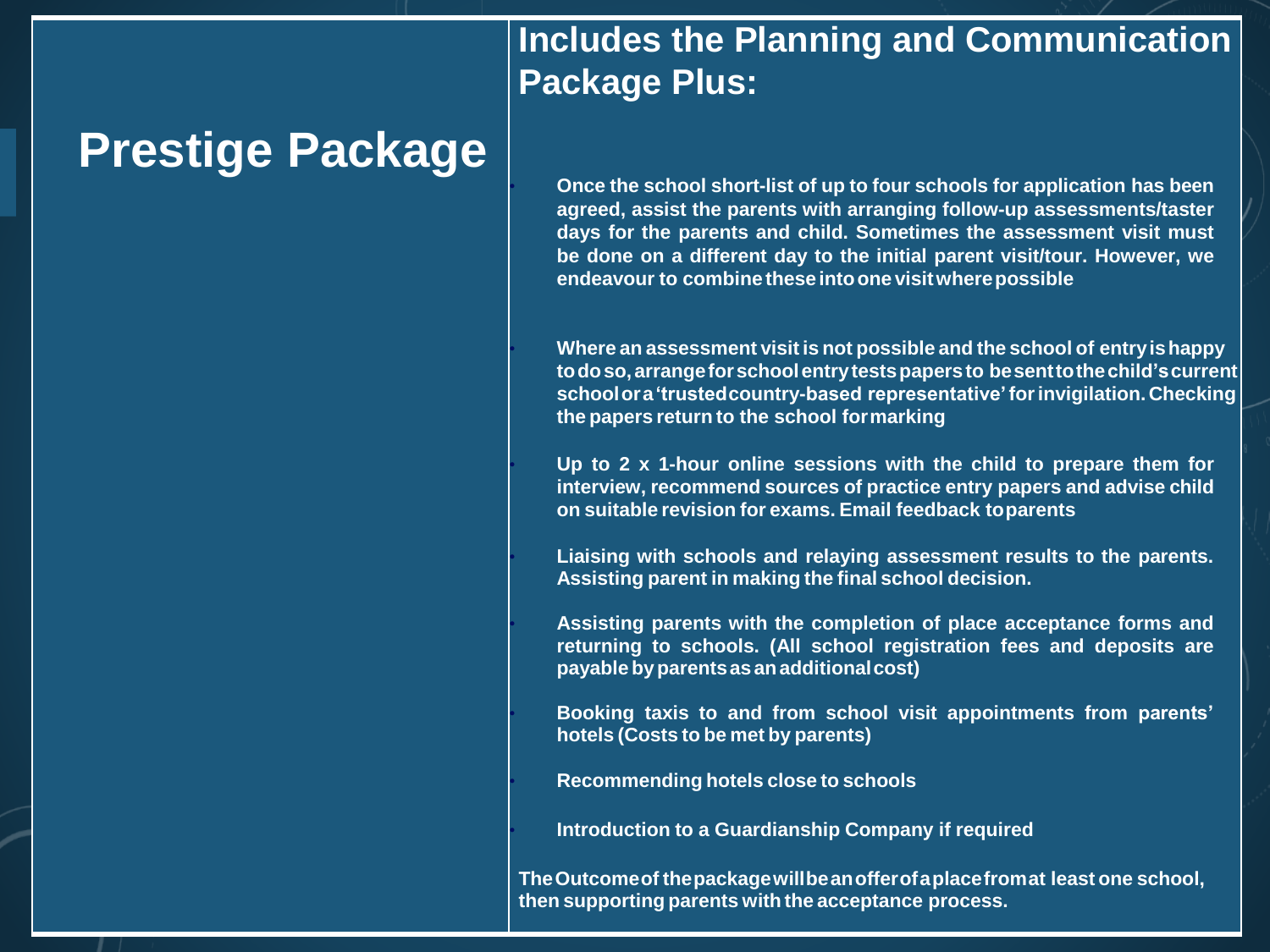# Prestige Package

## Includes the Planning and Communication Package Plus:

- **Once the school short-list of up to four schools for application has been agreed, assist the parents with arranging follow-up assessments/taster days for the parents and child. Sometimes the assessment visit must be done on a different day to the initial parent visit/tour. However, we endeavour to combine these into one visit where possible**

- **Where an assessment visit is not possible and the school of entry is happy to do so, arrange for school entry tests papers to be sent to the child's current school or a 'trusted country-based representative' for invigilation. Checking the papers return to the school for marking**

- **Up to 2 x 1-hour online sessions with the child to prepare them for interview, recommend sources of practice entry papers and advise child on suitable revision for exams. Email feedback to parents**

- **Liaising with schools and relaying assessment results to the parents. Assisting parent in making the final school decision.**

- **Assisting parents with the completion of place acceptance forms and returning to schools. (All school registration fees and deposits are payable by parents as an additional cost)**

- **Booking taxis to and from school visit appointments from parents' hotels (Costs to be met by parents)**

- **Recommending hotels close to schools**

- **Introduction to a Guardianship Company if required**

**The Outcome of the package will be an offer of a place from at least one school, then supporting parents with the acceptance process.**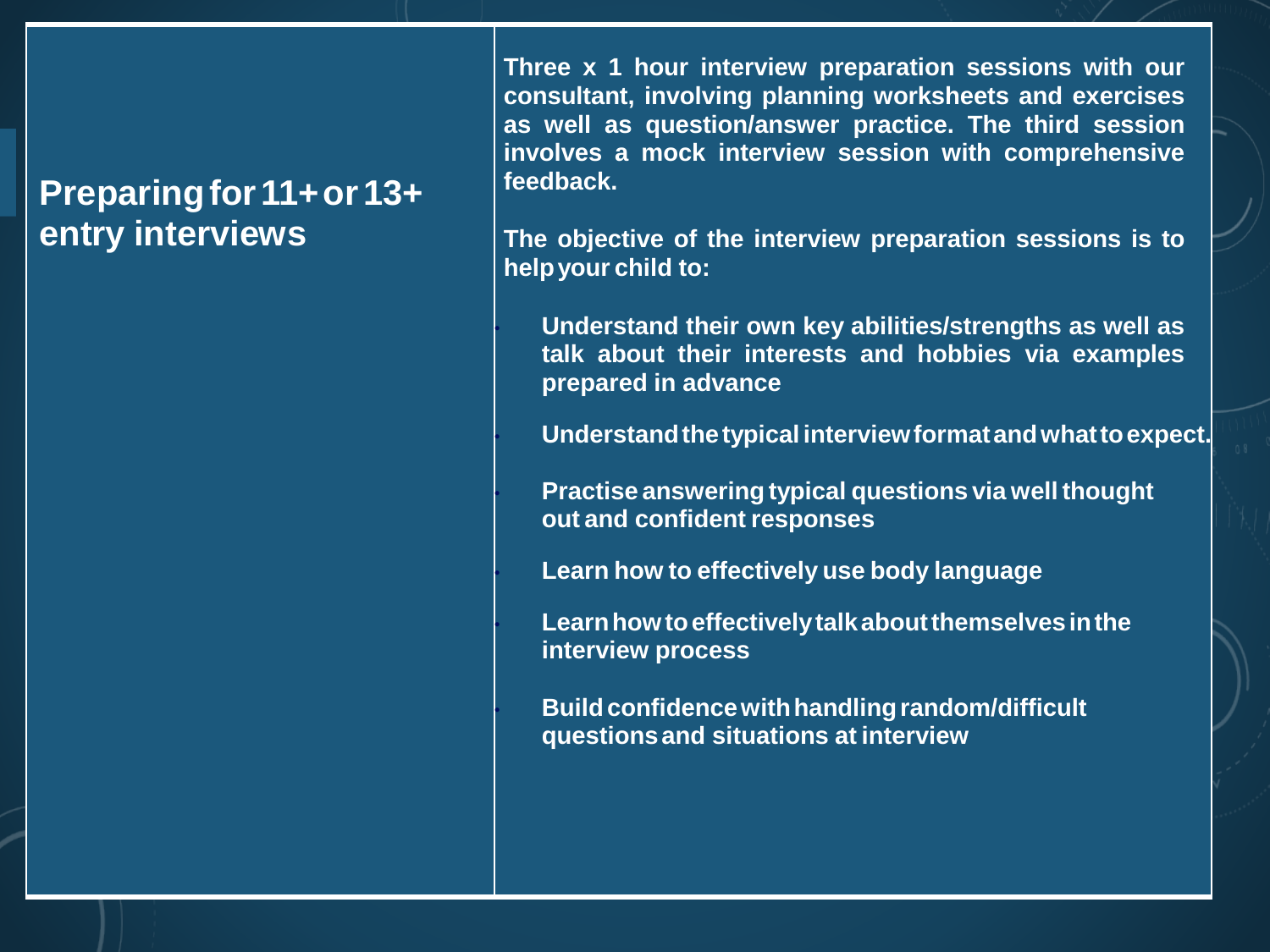## Preparing for 11+ or 13+ entry interviews

**Three x 1 hour interview preparation sessions with our consultant, involving planning worksheets and exercises as well as question/answer practice. The third session involves a mock interview session with comprehensive feedback.**

**The objective of the interview preparation sessions is to help your child to:**

- **Understand their own key abilities/strengths as well as talk about their interests and hobbies via examples prepared in advance**
- **Understand the typical interview format and what to expect.**
- **Practise answering typical questions via well thought out and confident responses**
- **Learn how to effectively use body language**
- **Learn how to effectively talk about themselves in the interview process**
- **Build confidence with handling random/difficult questions and situations at interview**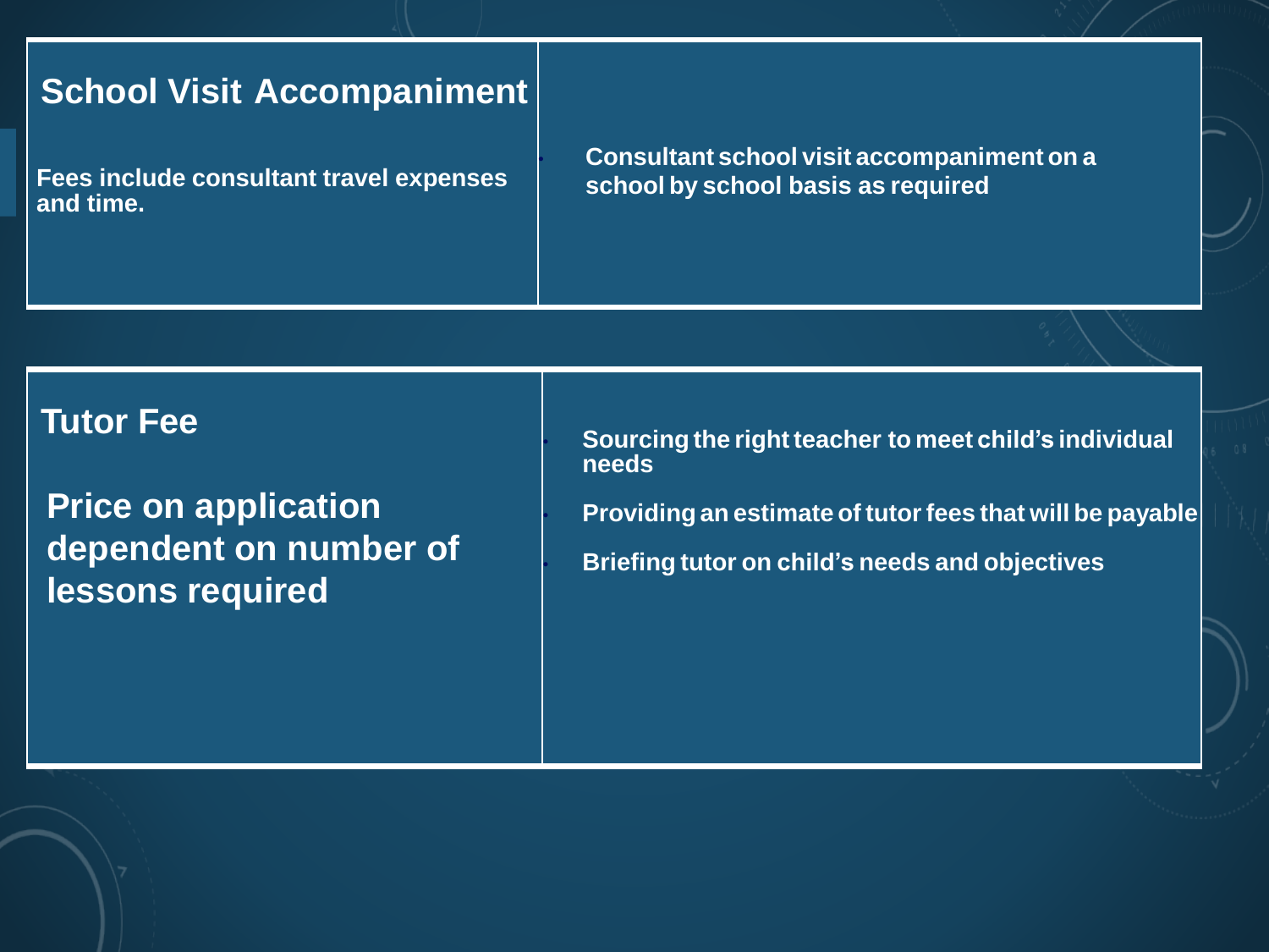| **School Visit Accompaniment**<br><br>**Fees include consultant travel expenses and time.** | - **Consultant school visit accompaniment on a school by school basis as required** |
| --- | --- |

| **Tutor Fee**<br><br>**Price on application dependent on number of lessons required** | - **Sourcing the right teacher to meet child's individual needs**<br>- **Providing an estimate of tutor fees that will be payable**<br>- **Briefing tutor on child's needs and objectives** |
| --- | --- |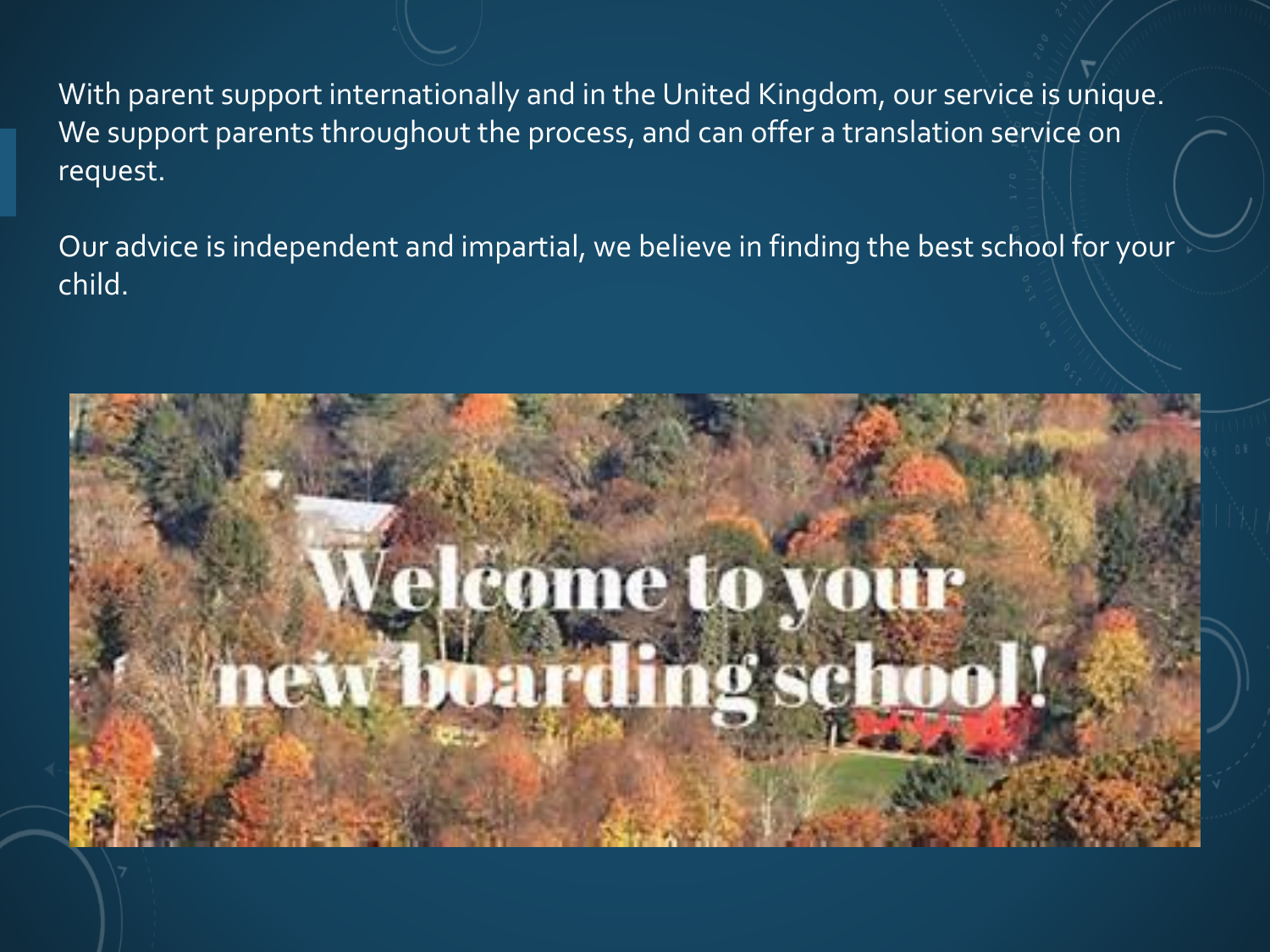With parent support internationally and in the United Kingdom, our service is unique. We support parents throughout the process, and can offer a translation service on request.

Our advice is independent and impartial, we believe in finding the best school for your child.